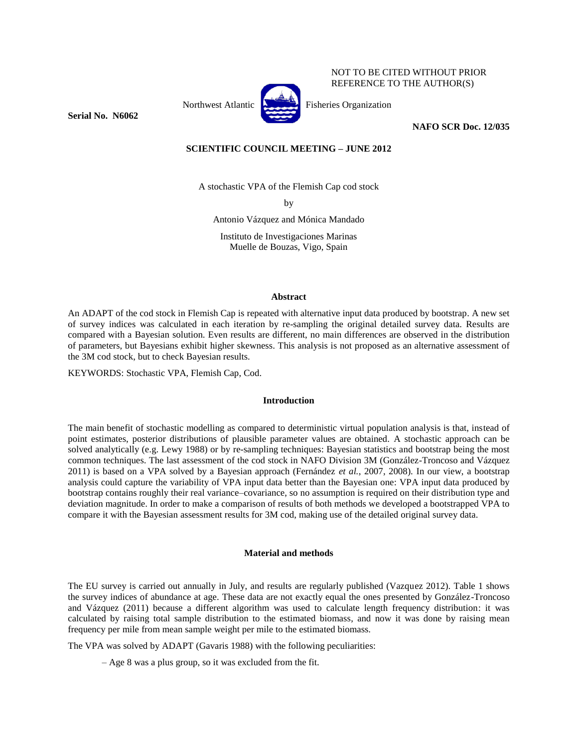NOT TO BE CITED WITHOUT PRIOR REFERENCE TO THE AUTHOR(S)

Northwest Atlantic Fisheries Organization

**Serial No. N6062**

**NAFO SCR Doc. 12/035**

**SCIENTIFIC COUNCIL MEETING – JUNE 2012**

A stochastic VPA of the Flemish Cap cod stock

by

Antonio Vázquez and Mónica Mandado

Instituto de Investigaciones Marinas
Muelle de Bouzas, Vigo, Spain

## Abstract

An ADAPT of the cod stock in Flemish Cap is repeated with alternative input data produced by bootstrap. A new set of survey indices was calculated in each iteration by re-sampling the original detailed survey data. Results are compared with a Bayesian solution. Even results are different, no main differences are observed in the distribution of parameters, but Bayesians exhibit higher skewness. This analysis is not proposed as an alternative assessment of the 3M cod stock, but to check Bayesian results.

KEYWORDS: Stochastic VPA, Flemish Cap, Cod.

## Introduction

The main benefit of stochastic modelling as compared to deterministic virtual population analysis is that, instead of point estimates, posterior distributions of plausible parameter values are obtained. A stochastic approach can be solved analytically (e.g. Lewy 1988) or by re-sampling techniques: Bayesian statistics and bootstrap being the most common techniques. The last assessment of the cod stock in NAFO Division 3M (González-Troncoso and Vázquez 2011) is based on a VPA solved by a Bayesian approach (Fernández *et al.*, 2007, 2008). In our view, a bootstrap analysis could capture the variability of VPA input data better than the Bayesian one: VPA input data produced by bootstrap contains roughly their real variance–covariance, so no assumption is required on their distribution type and deviation magnitude. In order to make a comparison of results of both methods we developed a bootstrapped VPA to compare it with the Bayesian assessment results for 3M cod, making use of the detailed original survey data.

## Material and methods

The EU survey is carried out annually in July, and results are regularly published (Vazquez 2012). Table 1 shows the survey indices of abundance at age. These data are not exactly equal the ones presented by González-Troncoso and Vázquez (2011) because a different algorithm was used to calculate length frequency distribution: it was calculated by raising total sample distribution to the estimated biomass, and now it was done by raising mean frequency per mile from mean sample weight per mile to the estimated biomass.

The VPA was solved by ADAPT (Gavaris 1988) with the following peculiarities:

– Age 8 was a plus group, so it was excluded from the fit.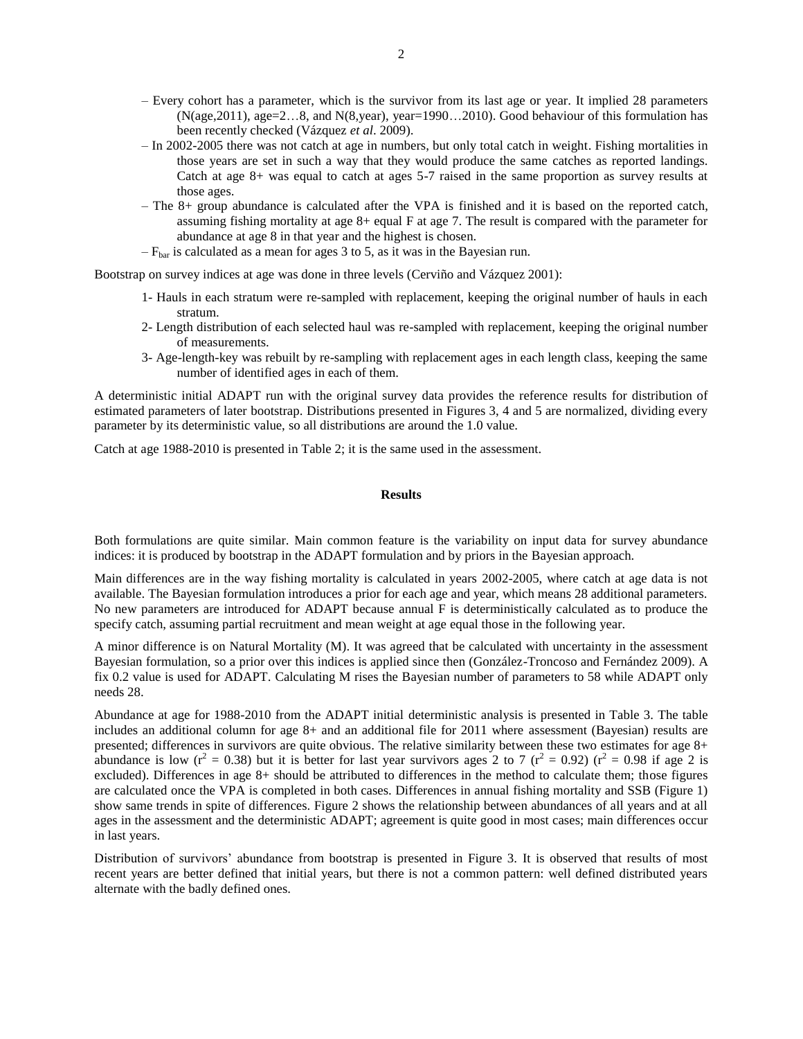- Every cohort has a parameter, which is the survivor from its last age or year. It implied 28 parameters (N(age,2011), age=2…8, and N(8,year), year=1990…2010). Good behaviour of this formulation has been recently checked (Vázquez *et al*. 2009).
- In 2002-2005 there was not catch at age in numbers, but only total catch in weight. Fishing mortalities in those years are set in such a way that they would produce the same catches as reported landings. Catch at age 8+ was equal to catch at ages 5-7 raised in the same proportion as survey results at those ages.
- The 8+ group abundance is calculated after the VPA is finished and it is based on the reported catch, assuming fishing mortality at age 8+ equal F at age 7. The result is compared with the parameter for abundance at age 8 in that year and the highest is chosen.
- $F_{bar}$ is calculated as a mean for ages 3 to 5, as it was in the Bayesian run.

Bootstrap on survey indices at age was done in three levels (Cerviño and Vázquez 2001):

1- Hauls in each stratum were re-sampled with replacement, keeping the original number of hauls in each stratum.
2- Length distribution of each selected haul was re-sampled with replacement, keeping the original number of measurements.
3- Age-length-key was rebuilt by re-sampling with replacement ages in each length class, keeping the same number of identified ages in each of them.

A deterministic initial ADAPT run with the original survey data provides the reference results for distribution of estimated parameters of later bootstrap. Distributions presented in Figures 3, 4 and 5 are normalized, dividing every parameter by its deterministic value, so all distributions are around the 1.0 value.

Catch at age 1988-2010 is presented in Table 2; it is the same used in the assessment.

## Results

Both formulations are quite similar. Main common feature is the variability on input data for survey abundance indices: it is produced by bootstrap in the ADAPT formulation and by priors in the Bayesian approach.

Main differences are in the way fishing mortality is calculated in years 2002-2005, where catch at age data is not available. The Bayesian formulation introduces a prior for each age and year, which means 28 additional parameters. No new parameters are introduced for ADAPT because annual F is deterministically calculated as to produce the specify catch, assuming partial recruitment and mean weight at age equal those in the following year.

A minor difference is on Natural Mortality (M). It was agreed that be calculated with uncertainty in the assessment Bayesian formulation, so a prior over this indices is applied since then (González-Troncoso and Fernández 2009). A fix 0.2 value is used for ADAPT. Calculating M rises the Bayesian number of parameters to 58 while ADAPT only needs 28.

Abundance at age for 1988-2010 from the ADAPT initial deterministic analysis is presented in Table 3. The table includes an additional column for age 8+ and an additional file for 2011 where assessment (Bayesian) results are presented; differences in survivors are quite obvious. The relative similarity between these two estimates for age 8+ abundance is low ($r^2 = 0.38$) but it is better for last year survivors ages 2 to 7 ($r^2 = 0.92$) ($r^2 = 0.98$ if age 2 is excluded). Differences in age 8+ should be attributed to differences in the method to calculate them; those figures are calculated once the VPA is completed in both cases. Differences in annual fishing mortality and SSB (Figure 1) show same trends in spite of differences. Figure 2 shows the relationship between abundances of all years and at all ages in the assessment and the deterministic ADAPT; agreement is quite good in most cases; main differences occur in last years.

Distribution of survivors' abundance from bootstrap is presented in Figure 3. It is observed that results of most recent years are better defined that initial years, but there is not a common pattern: well defined distributed years alternate with the badly defined ones.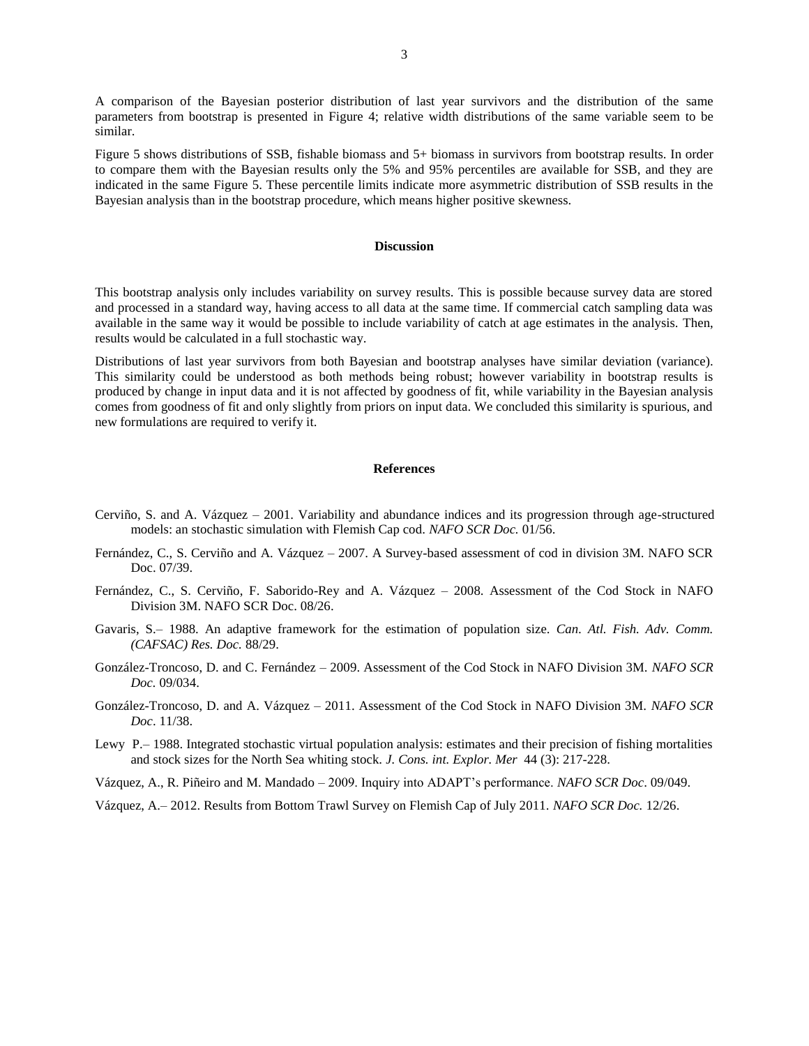A comparison of the Bayesian posterior distribution of last year survivors and the distribution of the same parameters from bootstrap is presented in Figure 4; relative width distributions of the same variable seem to be similar.

Figure 5 shows distributions of SSB, fishable biomass and 5+ biomass in survivors from bootstrap results. In order to compare them with the Bayesian results only the 5% and 95% percentiles are available for SSB, and they are indicated in the same Figure 5. These percentile limits indicate more asymmetric distribution of SSB results in the Bayesian analysis than in the bootstrap procedure, which means higher positive skewness.

## Discussion

This bootstrap analysis only includes variability on survey results. This is possible because survey data are stored and processed in a standard way, having access to all data at the same time. If commercial catch sampling data was available in the same way it would be possible to include variability of catch at age estimates in the analysis. Then, results would be calculated in a full stochastic way.

Distributions of last year survivors from both Bayesian and bootstrap analyses have similar deviation (variance). This similarity could be understood as both methods being robust; however variability in bootstrap results is produced by change in input data and it is not affected by goodness of fit, while variability in the Bayesian analysis comes from goodness of fit and only slightly from priors on input data. We concluded this similarity is spurious, and new formulations are required to verify it.

## References

Cerviño, S. and A. Vázquez – 2001. Variability and abundance indices and its progression through age-structured models: an stochastic simulation with Flemish Cap cod. *NAFO SCR Doc.* 01/56.

Fernández, C., S. Cerviño and A. Vázquez – 2007. A Survey-based assessment of cod in division 3M. NAFO SCR Doc. 07/39.

Fernández, C., S. Cerviño, F. Saborido-Rey and A. Vázquez – 2008. Assessment of the Cod Stock in NAFO Division 3M. NAFO SCR Doc. 08/26.

Gavaris, S.– 1988. An adaptive framework for the estimation of population size. *Can. Atl. Fish. Adv. Comm. (CAFSAC) Res. Doc.* 88/29.

González-Troncoso, D. and C. Fernández – 2009. Assessment of the Cod Stock in NAFO Division 3M. *NAFO SCR Doc.* 09/034.

González-Troncoso, D. and A. Vázquez – 2011. Assessment of the Cod Stock in NAFO Division 3M. *NAFO SCR Doc*. 11/38.

Lewy P.– 1988. Integrated stochastic virtual population analysis: estimates and their precision of fishing mortalities and stock sizes for the North Sea whiting stock. *J. Cons. int. Explor. Mer* 44 (3): 217-228.

Vázquez, A., R. Piñeiro and M. Mandado – 2009. Inquiry into ADAPT's performance. *NAFO SCR Doc*. 09/049.

Vázquez, A.– 2012. Results from Bottom Trawl Survey on Flemish Cap of July 2011. *NAFO SCR Doc.* 12/26.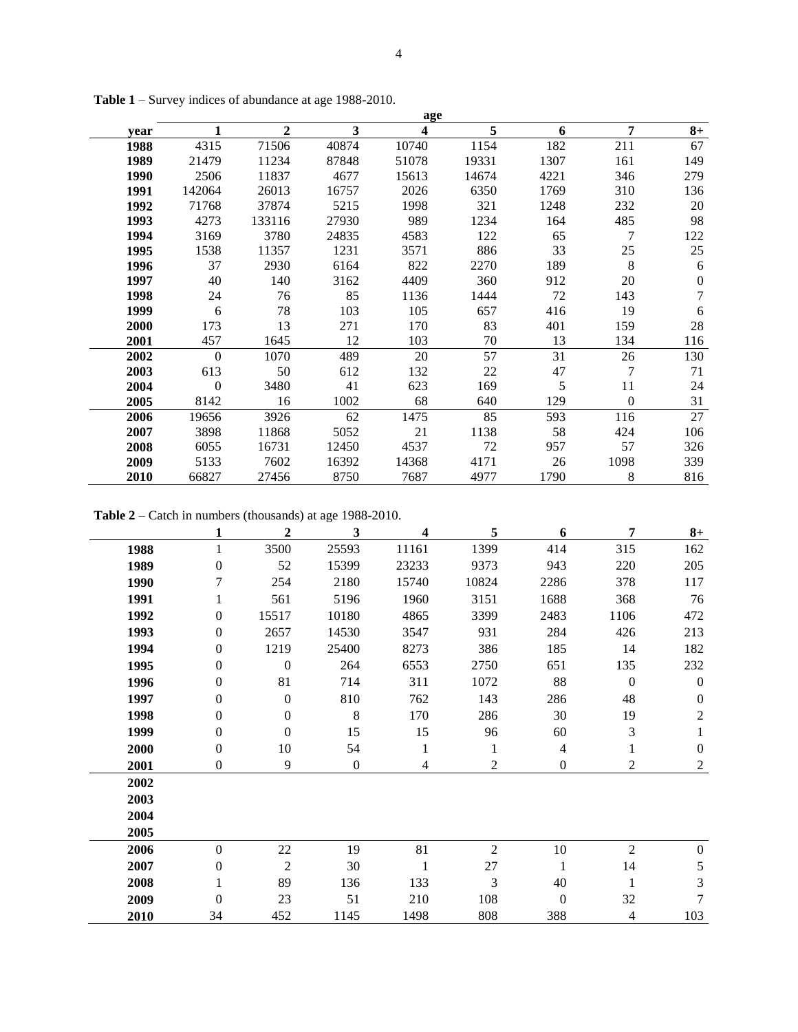**Table 1** – Survey indices of abundance at age 1988-2010.

| | age | | | | | | | |
|---|---|---|---|---|---|---|---|---|
| **year** | **1** | **2** | **3** | **4** | **5** | **6** | **7** | **8+** |
| **1988** | 4315 | 71506 | 40874 | 10740 | 1154 | 182 | 211 | 67 |
| **1989** | 21479 | 11234 | 87848 | 51078 | 19331 | 1307 | 161 | 149 |
| **1990** | 2506 | 11837 | 4677 | 15613 | 14674 | 4221 | 346 | 279 |
| **1991** | 142064 | 26013 | 16757 | 2026 | 6350 | 1769 | 310 | 136 |
| **1992** | 71768 | 37874 | 5215 | 1998 | 321 | 1248 | 232 | 20 |
| **1993** | 4273 | 133116 | 27930 | 989 | 1234 | 164 | 485 | 98 |
| **1994** | 3169 | 3780 | 24835 | 4583 | 122 | 65 | 7 | 122 |
| **1995** | 1538 | 11357 | 1231 | 3571 | 886 | 33 | 25 | 25 |
| **1996** | 37 | 2930 | 6164 | 822 | 2270 | 189 | 8 | 6 |
| **1997** | 40 | 140 | 3162 | 4409 | 360 | 912 | 20 | 0 |
| **1998** | 24 | 76 | 85 | 1136 | 1444 | 72 | 143 | 7 |
| **1999** | 6 | 78 | 103 | 105 | 657 | 416 | 19 | 6 |
| **2000** | 173 | 13 | 271 | 170 | 83 | 401 | 159 | 28 |
| **2001** | 457 | 1645 | 12 | 103 | 70 | 13 | 134 | 116 |
| **2002** | 0 | 1070 | 489 | 20 | 57 | 31 | 26 | 130 |
| **2003** | 613 | 50 | 612 | 132 | 22 | 47 | 7 | 71 |
| **2004** | 0 | 3480 | 41 | 623 | 169 | 5 | 11 | 24 |
| **2005** | 8142 | 16 | 1002 | 68 | 640 | 129 | 0 | 31 |
| **2006** | 19656 | 3926 | 62 | 1475 | 85 | 593 | 116 | 27 |
| **2007** | 3898 | 11868 | 5052 | 21 | 1138 | 58 | 424 | 106 |
| **2008** | 6055 | 16731 | 12450 | 4537 | 72 | 957 | 57 | 326 |
| **2009** | 5133 | 7602 | 16392 | 14368 | 4171 | 26 | 1098 | 339 |
| **2010** | 66827 | 27456 | 8750 | 7687 | 4977 | 1790 | 8 | 816 |

**Table 2** – Catch in numbers (thousands) at age 1988-2010.

| | **1** | **2** | **3** | **4** | **5** | **6** | **7** | **8+** |
|---|---|---|---|---|---|---|---|---|
| **1988** | 1 | 3500 | 25593 | 11161 | 1399 | 414 | 315 | 162 |
| **1989** | 0 | 52 | 15399 | 23233 | 9373 | 943 | 220 | 205 |
| **1990** | 7 | 254 | 2180 | 15740 | 10824 | 2286 | 378 | 117 |
| **1991** | 1 | 561 | 5196 | 1960 | 3151 | 1688 | 368 | 76 |
| **1992** | 0 | 15517 | 10180 | 4865 | 3399 | 2483 | 1106 | 472 |
| **1993** | 0 | 2657 | 14530 | 3547 | 931 | 284 | 426 | 213 |
| **1994** | 0 | 1219 | 25400 | 8273 | 386 | 185 | 14 | 182 |
| **1995** | 0 | 0 | 264 | 6553 | 2750 | 651 | 135 | 232 |
| **1996** | 0 | 81 | 714 | 311 | 1072 | 88 | 0 | 0 |
| **1997** | 0 | 0 | 810 | 762 | 143 | 286 | 48 | 0 |
| **1998** | 0 | 0 | 8 | 170 | 286 | 30 | 19 | 2 |
| **1999** | 0 | 0 | 15 | 15 | 96 | 60 | 3 | 1 |
| **2000** | 0 | 10 | 54 | 1 | 1 | 4 | 1 | 0 |
| **2001** | 0 | 9 | 0 | 4 | 2 | 0 | 2 | 2 |
| **2002** | | | | | | | | |
| **2003** | | | | | | | | |
| **2004** | | | | | | | | |
| **2005** | | | | | | | | |
| **2006** | 0 | 22 | 19 | 81 | 2 | 10 | 2 | 0 |
| **2007** | 0 | 2 | 30 | 1 | 27 | 1 | 14 | 5 |
| **2008** | 1 | 89 | 136 | 133 | 3 | 40 | 1 | 3 |
| **2009** | 0 | 23 | 51 | 210 | 108 | 0 | 32 | 7 |
| **2010** | 34 | 452 | 1145 | 1498 | 808 | 388 | 4 | 103 |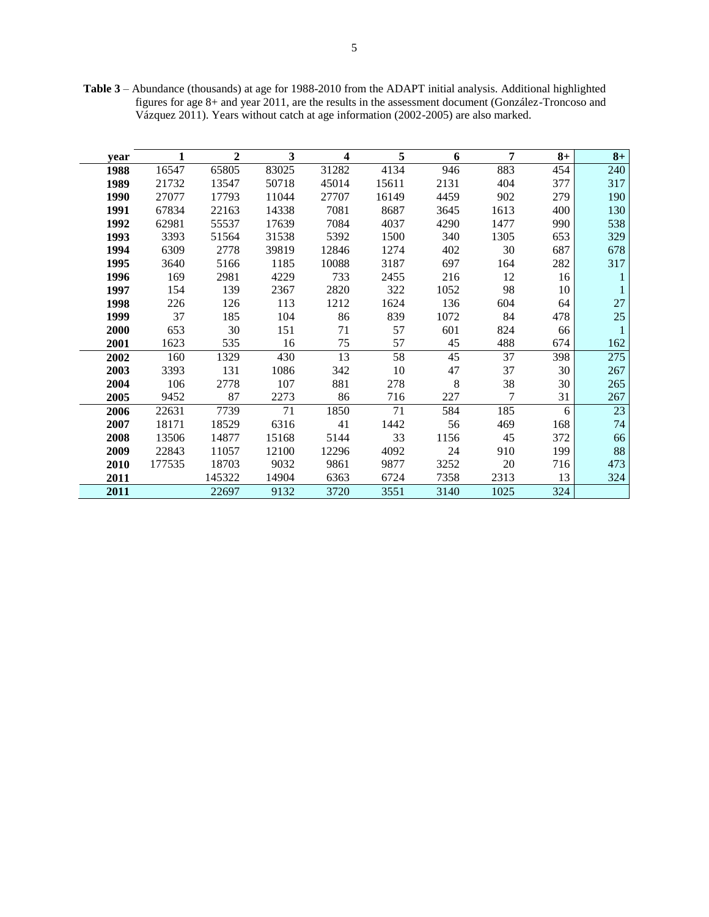**Table 3** – Abundance (thousands) at age for 1988-2010 from the ADAPT initial analysis. Additional highlighted figures for age 8+ and year 2011, are the results in the assessment document (González-Troncoso and Vázquez 2011). Years without catch at age information (2002-2005) are also marked.

| year | 1 | 2 | 3 | 4 | 5 | 6 | 7 | 8+ | 8+ |
|---|---|---|---|---|---|---|---|---|---|
| **1988** | 16547 | 65805 | 83025 | 31282 | 4134 | 946 | 883 | 454 | 240 |
| **1989** | 21732 | 13547 | 50718 | 45014 | 15611 | 2131 | 404 | 377 | 317 |
| **1990** | 27077 | 17793 | 11044 | 27707 | 16149 | 4459 | 902 | 279 | 190 |
| **1991** | 67834 | 22163 | 14338 | 7081 | 8687 | 3645 | 1613 | 400 | 130 |
| **1992** | 62981 | 55537 | 17639 | 7084 | 4037 | 4290 | 1477 | 990 | 538 |
| **1993** | 3393 | 51564 | 31538 | 5392 | 1500 | 340 | 1305 | 653 | 329 |
| **1994** | 6309 | 2778 | 39819 | 12846 | 1274 | 402 | 30 | 687 | 678 |
| **1995** | 3640 | 5166 | 1185 | 10088 | 3187 | 697 | 164 | 282 | 317 |
| **1996** | 169 | 2981 | 4229 | 733 | 2455 | 216 | 12 | 16 | 1 |
| **1997** | 154 | 139 | 2367 | 2820 | 322 | 1052 | 98 | 10 | 1 |
| **1998** | 226 | 126 | 113 | 1212 | 1624 | 136 | 604 | 64 | 27 |
| **1999** | 37 | 185 | 104 | 86 | 839 | 1072 | 84 | 478 | 25 |
| **2000** | 653 | 30 | 151 | 71 | 57 | 601 | 824 | 66 | 1 |
| **2001** | 1623 | 535 | 16 | 75 | 57 | 45 | 488 | 674 | 162 |
| **2002** | 160 | 1329 | 430 | 13 | 58 | 45 | 37 | 398 | 275 |
| **2003** | 3393 | 131 | 1086 | 342 | 10 | 47 | 37 | 30 | 267 |
| **2004** | 106 | 2778 | 107 | 881 | 278 | 8 | 38 | 30 | 265 |
| **2005** | 9452 | 87 | 2273 | 86 | 716 | 227 | 7 | 31 | 267 |
| **2006** | 22631 | 7739 | 71 | 1850 | 71 | 584 | 185 | 6 | 23 |
| **2007** | 18171 | 18529 | 6316 | 41 | 1442 | 56 | 469 | 168 | 74 |
| **2008** | 13506 | 14877 | 15168 | 5144 | 33 | 1156 | 45 | 372 | 66 |
| **2009** | 22843 | 11057 | 12100 | 12296 | 4092 | 24 | 910 | 199 | 88 |
| **2010** | 177535 | 18703 | 9032 | 9861 | 9877 | 3252 | 20 | 716 | 473 |
| **2011** | | 145322 | 14904 | 6363 | 6724 | 7358 | 2313 | 13 | 324 |
| **2011** | | 22697 | 9132 | 3720 | 3551 | 3140 | 1025 | 324 | |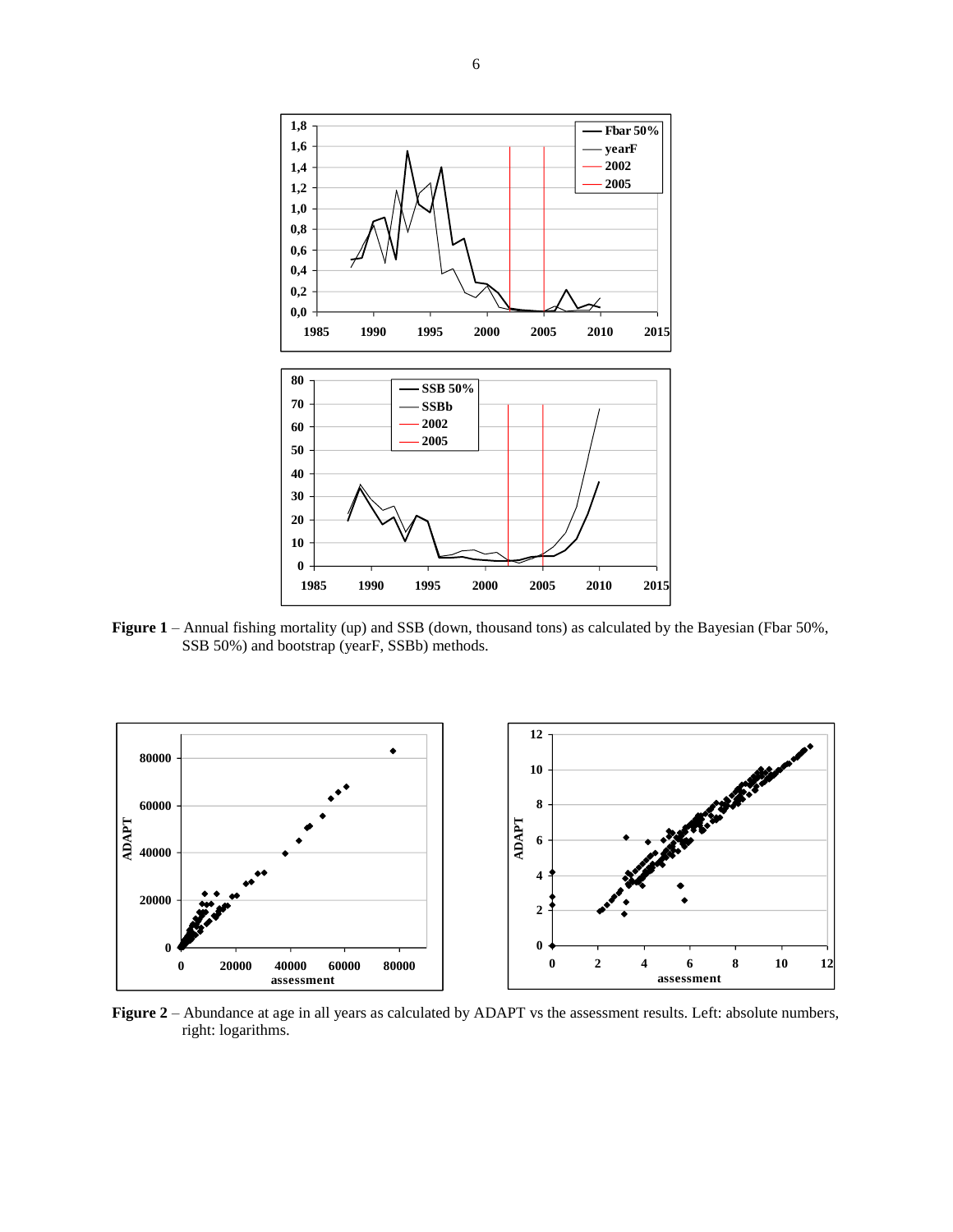**Figure 1** – Annual fishing mortality (up) and SSB (down, thousand tons) as calculated by the Bayesian (Fbar 50%, SSB 50%) and bootstrap (yearF, SSBb) methods.

**Figure 2** – Abundance at age in all years as calculated by ADAPT vs the assessment results. Left: absolute numbers, right: logarithms.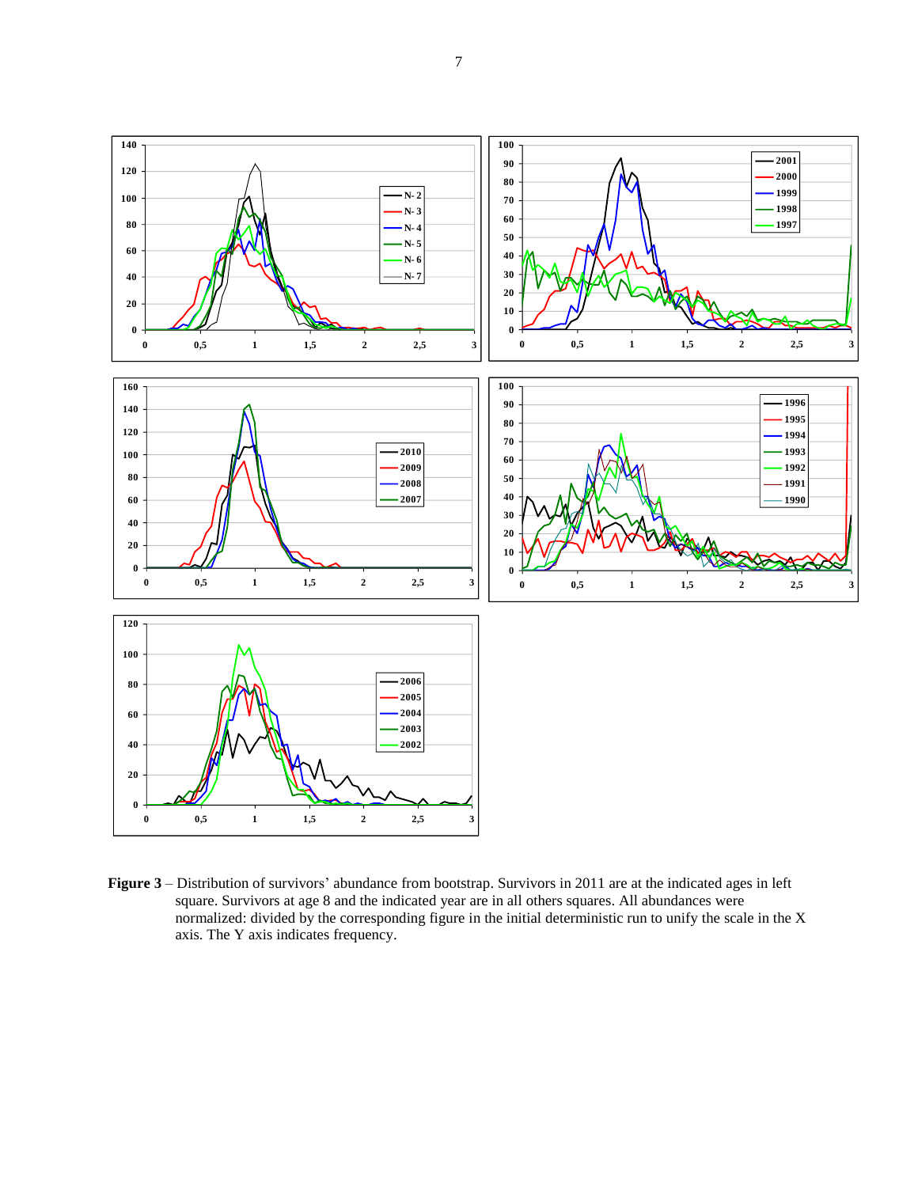**Figure 3** – Distribution of survivors' abundance from bootstrap. Survivors in 2011 are at the indicated ages in left square. Survivors at age 8 and the indicated year are in all others squares. All abundances were normalized: divided by the corresponding figure in the initial deterministic run to unify the scale in the X axis. The Y axis indicates frequency.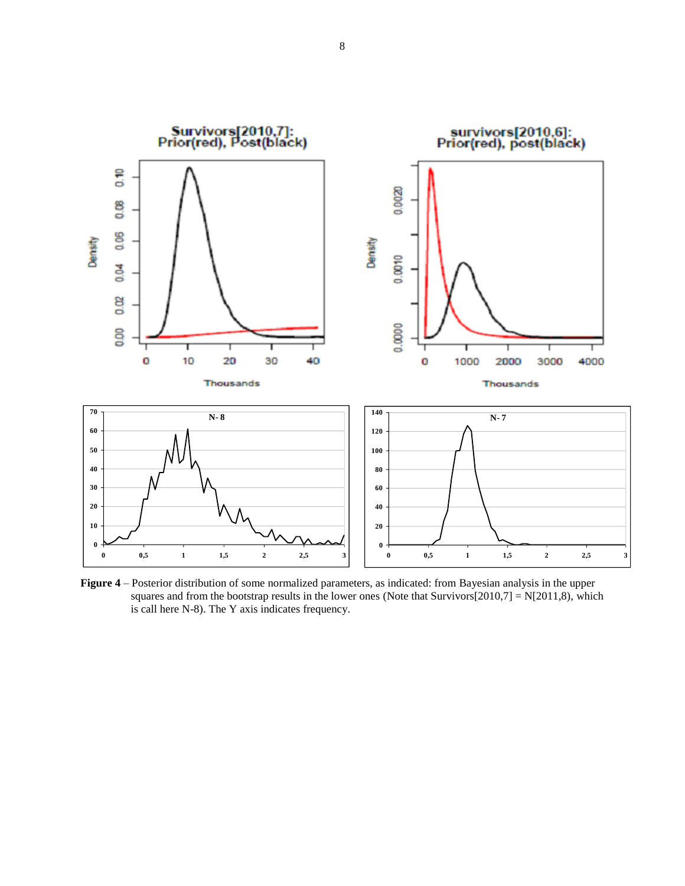**Figure 4** – Posterior distribution of some normalized parameters, as indicated: from Bayesian analysis in the upper squares and from the bootstrap results in the lower ones (Note that Survivors[2010,7] = N[2011,8), which is call here N-8). The Y axis indicates frequency.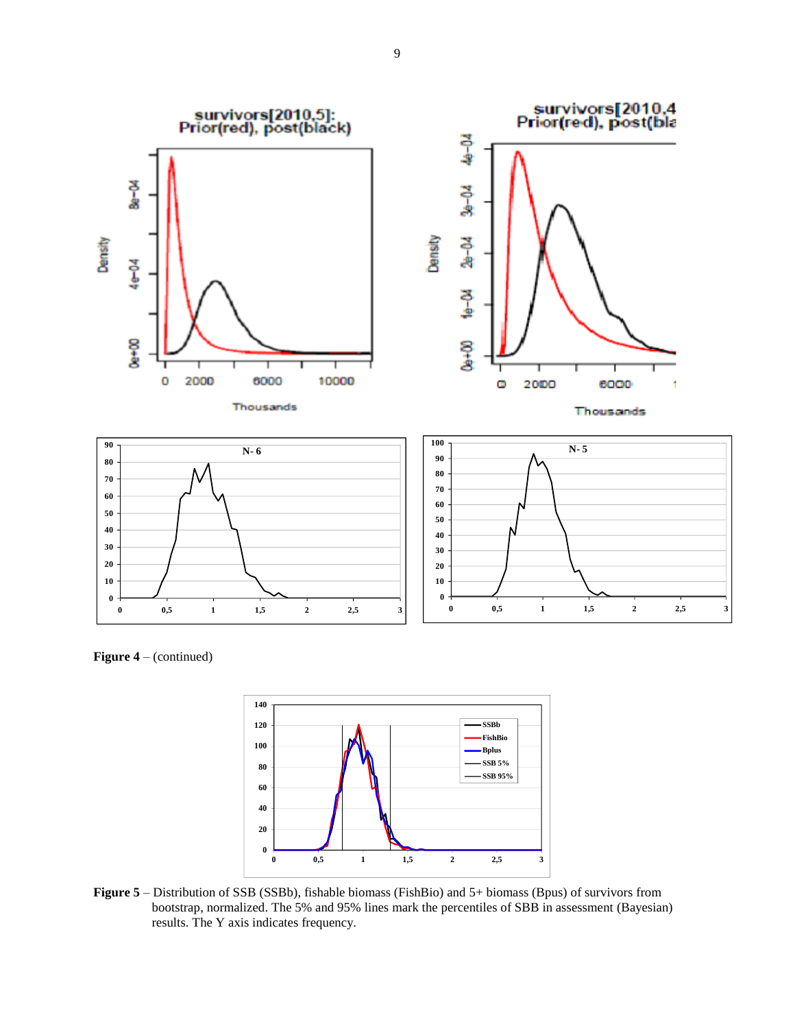survivors[2010,5]:
Prior(red), post(black)

Density

0e+00 4e-04 8e-04

0 2000 6000 10000

Thousands

survivors[2010,4
Prior(red), post(bla

Density

0e+00 1e-04 2e-04 3e-04 4e-04

0 2000 6000 1

Thousands

N- 6

0 10 20 30 40 50 60 70 80 90

0 0,5 1 1,5 2 2,5 3

N- 5

0 10 20 30 40 50 60 70 80 90 100

0 0,5 1 1,5 2 2,5 3

**Figure 4** – (continued)

SSBb
FishBio
Bplus
SSB 5%
SSB 95%

0 20 40 60 80 100 120 140

0 0,5 1 1,5 2 2,5 3

**Figure 5** – Distribution of SSB (SSBb), fishable biomass (FishBio) and 5+ biomass (Bpus) of survivors from bootstrap, normalized. The 5% and 95% lines mark the percentiles of SBB in assessment (Bayesian) results. The Y axis indicates frequency.